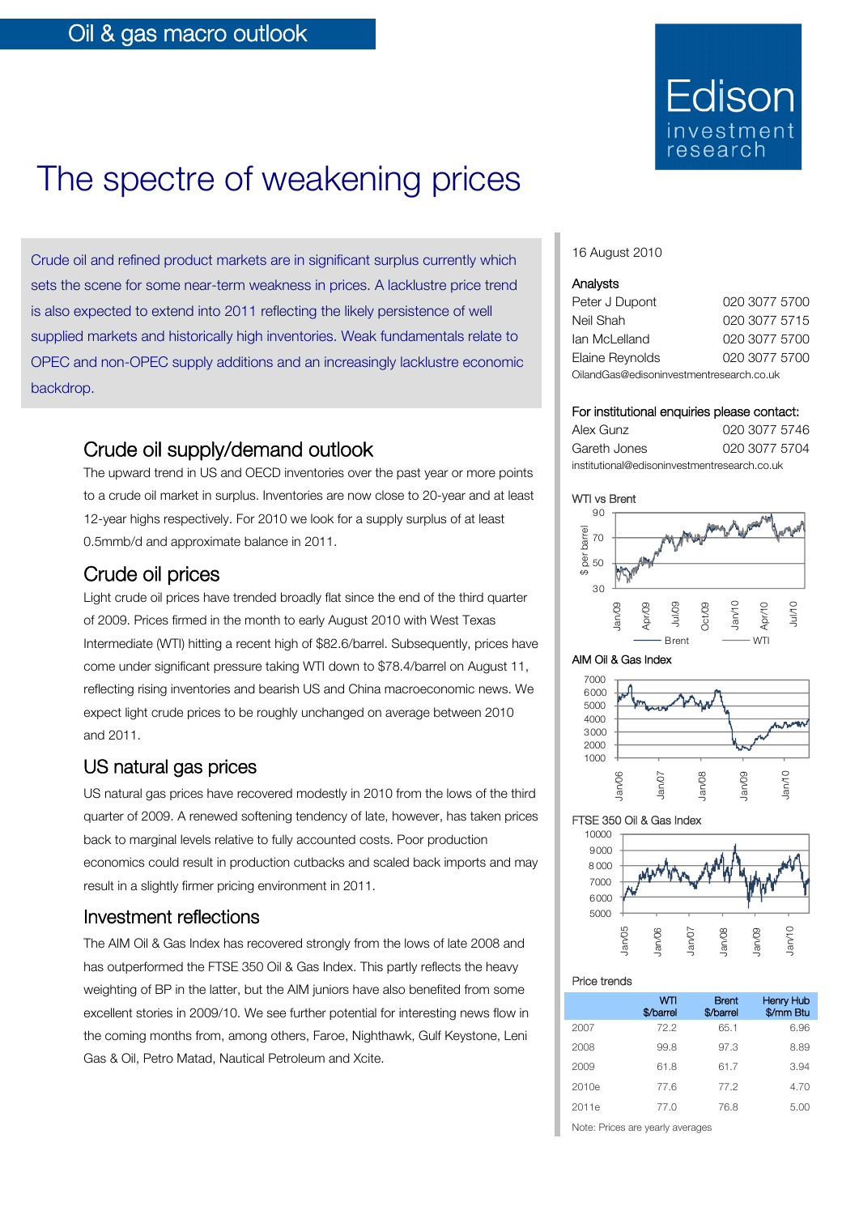# Oil & gas macro outlook

# The spectre of weakening prices

Crude oil and refined product markets are in significant surplus currently which sets the scene for some near-term weakness in prices. A lacklustre price trend is also expected to extend into 2011 reflecting the likely persistence of well supplied markets and historically high inventories. Weak fundamentals relate to OPEC and non-OPEC supply additions and an increasingly lacklustre economic backdrop.

## Crude oil supply/demand outlook

The upward trend in US and OECD inventories over the past year or more points to a crude oil market in surplus. Inventories are now close to 20-year and at least 12-year highs respectively. For 2010 we look for a supply surplus of at least 0.5mmb/d and approximate balance in 2011.

## Crude oil prices

Light crude oil prices have trended broadly flat since the end of the third quarter of 2009. Prices firmed in the month to early August 2010 with West Texas Intermediate (WTI) hitting a recent high of $82.6/barrel. Subsequently, prices have come under significant pressure taking WTI down to $78.4/barrel on August 11, reflecting rising inventories and bearish US and China macroeconomic news. We expect light crude prices to be roughly unchanged on average between 2010 and 2011.

## US natural gas prices

US natural gas prices have recovered modestly in 2010 from the lows of the third quarter of 2009. A renewed softening tendency of late, however, has taken prices back to marginal levels relative to fully accounted costs. Poor production economics could result in production cutbacks and scaled back imports and may result in a slightly firmer pricing environment in 2011.

## Investment reflections

The AIM Oil & Gas Index has recovered strongly from the lows of late 2008 and has outperformed the FTSE 350 Oil & Gas Index. This partly reflects the heavy weighting of BP in the latter, but the AIM juniors have also benefited from some excellent stories in 2009/10. We see further potential for interesting news flow in the coming months from, among others, Faroe, Nighthawk, Gulf Keystone, Leni Gas & Oil, Petro Matad, Nautical Petroleum and Xcite.

16 August 2010

**Analysts**

| | |
|---|---|
| Peter J Dupont | 020 3077 5700 |
| Neil Shah | 020 3077 5715 |
| Ian McLelland | 020 3077 5700 |
| Elaine Reynolds | 020 3077 5700 |

OilandGas@edisoninvestmentresearch.co.uk

**For institutional enquiries please contact:**

| | |
|---|---|
| Alex Gunz | 020 3077 5746 |
| Gareth Jones | 020 3077 5704 |

institutional@edisoninvestmentresearch.co.uk

WTI vs Brent

AIM Oil & Gas Index

FTSE 350 Oil & Gas Index

Price trends

| | WTI $/barrel | Brent $/barrel | Henry Hub $/mm Btu |
|---|---|---|---|
| 2007 | 72.2 | 65.1 | 6.96 |
| 2008 | 99.8 | 97.3 | 8.89 |
| 2009 | 61.8 | 61.7 | 3.94 |
| 2010e | 77.6 | 77.2 | 4.70 |
| 2011e | 77.0 | 76.8 | 5.00 |

Note: Prices are yearly averages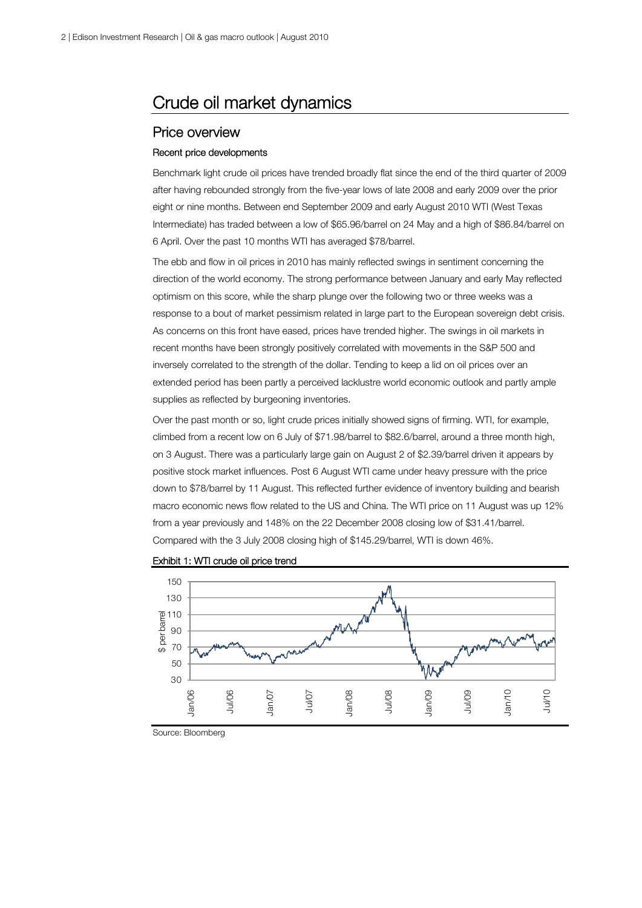# Crude oil market dynamics

## Price overview

### Recent price developments

Benchmark light crude oil prices have trended broadly flat since the end of the third quarter of 2009 after having rebounded strongly from the five-year lows of late 2008 and early 2009 over the prior eight or nine months. Between end September 2009 and early August 2010 WTI (West Texas Intermediate) has traded between a low of $65.96/barrel on 24 May and a high of $86.84/barrel on 6 April. Over the past 10 months WTI has averaged $78/barrel.

The ebb and flow in oil prices in 2010 has mainly reflected swings in sentiment concerning the direction of the world economy. The strong performance between January and early May reflected optimism on this score, while the sharp plunge over the following two or three weeks was a response to a bout of market pessimism related in large part to the European sovereign debt crisis. As concerns on this front have eased, prices have trended higher. The swings in oil markets in recent months have been strongly positively correlated with movements in the S&P 500 and inversely correlated to the strength of the dollar. Tending to keep a lid on oil prices over an extended period has been partly a perceived lacklustre world economic outlook and partly ample supplies as reflected by burgeoning inventories.

Over the past month or so, light crude prices initially showed signs of firming. WTI, for example, climbed from a recent low on 6 July of $71.98/barrel to $82.6/barrel, around a three month high, on 3 August. There was a particularly large gain on August 2 of $2.39/barrel driven it appears by positive stock market influences. Post 6 August WTI came under heavy pressure with the price down to $78/barrel by 11 August. This reflected further evidence of inventory building and bearish macro economic news flow related to the US and China. The WTI price on 11 August was up 12% from a year previously and 148% on the 22 December 2008 closing low of $31.41/barrel. Compared with the 3 July 2008 closing high of $145.29/barrel, WTI is down 46%.

Exhibit 1: WTI crude oil price trend

Source: Bloomberg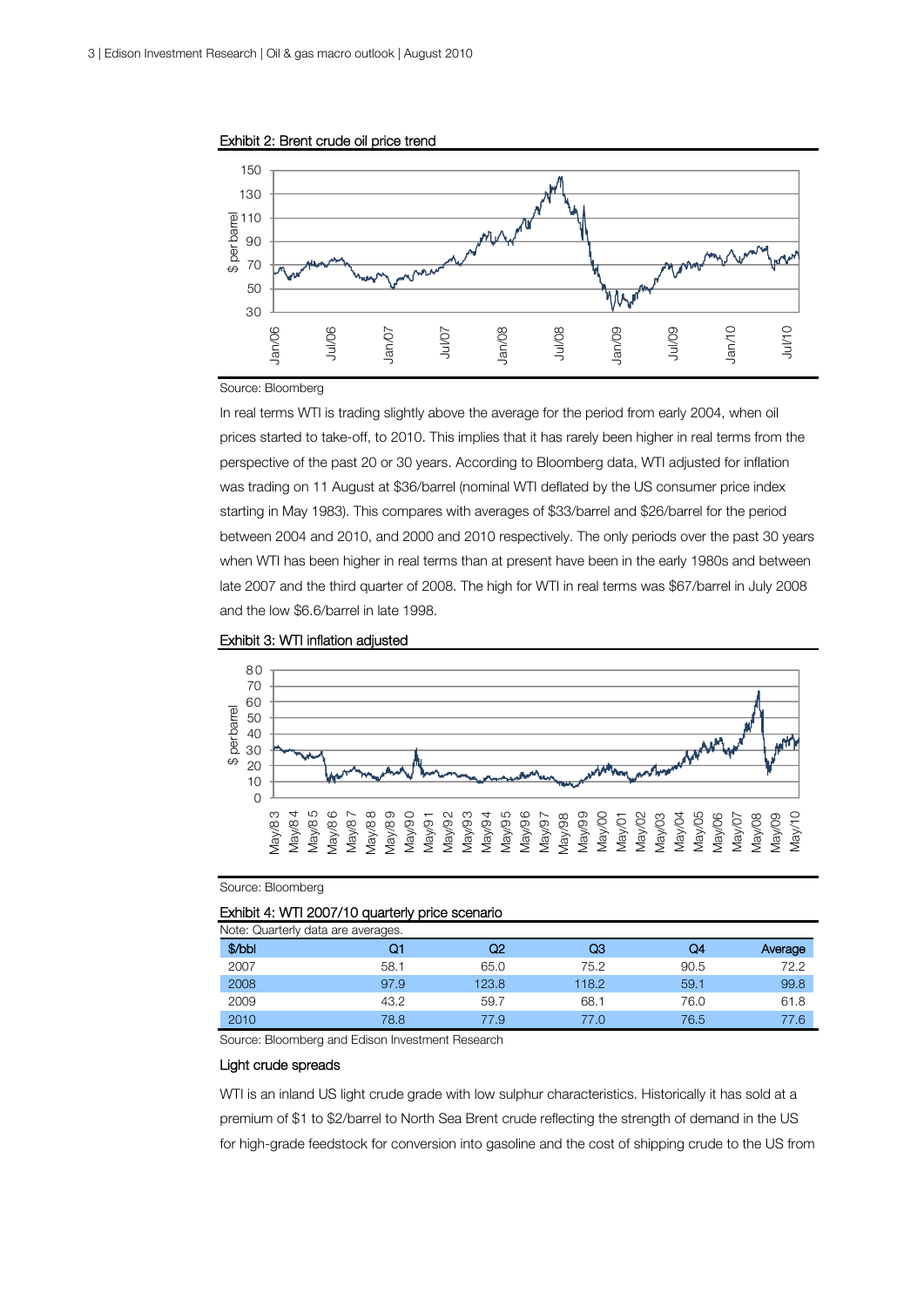Exhibit 2: Brent crude oil price trend

Source: Bloomberg

In real terms WTI is trading slightly above the average for the period from early 2004, when oil prices started to take-off, to 2010. This implies that it has rarely been higher in real terms from the perspective of the past 20 or 30 years. According to Bloomberg data, WTI adjusted for inflation was trading on 11 August at $36/barrel (nominal WTI deflated by the US consumer price index starting in May 1983). This compares with averages of $33/barrel and $26/barrel for the period between 2004 and 2010, and 2000 and 2010 respectively. The only periods over the past 30 years when WTI has been higher in real terms than at present have been in the early 1980s and between late 2007 and the third quarter of 2008. The high for WTI in real terms was $67/barrel in July 2008 and the low $6.6/barrel in late 1998.

Exhibit 3: WTI inflation adjusted

Source: Bloomberg

Exhibit 4: WTI 2007/10 quarterly price scenario

Note: Quarterly data are averages.

| $/bbl | Q1 | Q2 | Q3 | Q4 | Average |
|---|---|---|---|---|---|
| 2007 | 58.1 | 65.0 | 75.2 | 90.5 | 72.2 |
| 2008 | 97.9 | 123.8 | 118.2 | 59.1 | 99.8 |
| 2009 | 43.2 | 59.7 | 68.1 | 76.0 | 61.8 |
| 2010 | 78.8 | 77.9 | 77.0 | 76.5 | 77.6 |

Source: Bloomberg and Edison Investment Research

### Light crude spreads

WTI is an inland US light crude grade with low sulphur characteristics. Historically it has sold at a premium of $1 to $2/barrel to North Sea Brent crude reflecting the strength of demand in the US for high-grade feedstock for conversion into gasoline and the cost of shipping crude to the US from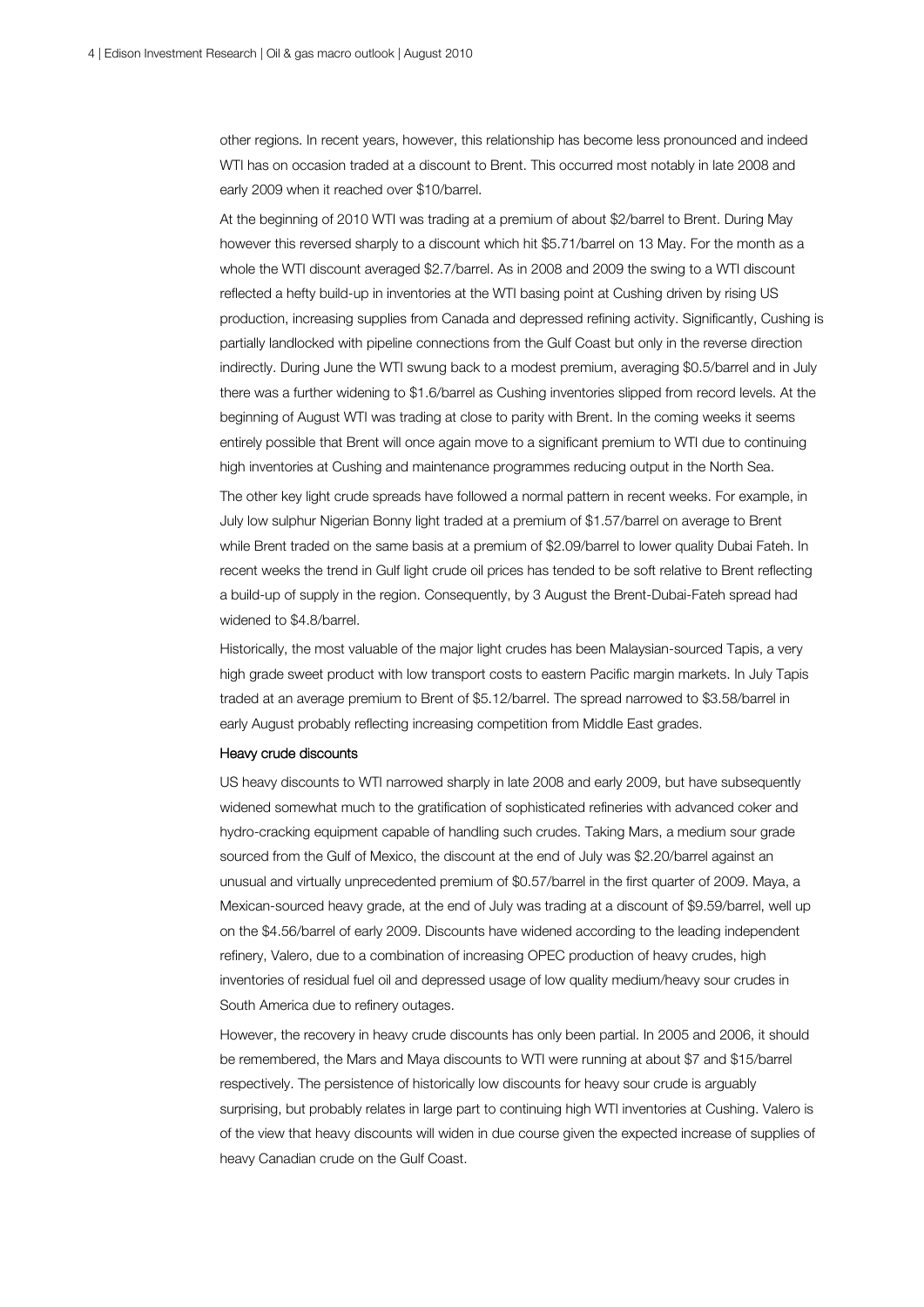other regions. In recent years, however, this relationship has become less pronounced and indeed WTI has on occasion traded at a discount to Brent. This occurred most notably in late 2008 and early 2009 when it reached over $10/barrel.

At the beginning of 2010 WTI was trading at a premium of about $2/barrel to Brent. During May however this reversed sharply to a discount which hit $5.71/barrel on 13 May. For the month as a whole the WTI discount averaged $2.7/barrel. As in 2008 and 2009 the swing to a WTI discount reflected a hefty build-up in inventories at the WTI basing point at Cushing driven by rising US production, increasing supplies from Canada and depressed refining activity. Significantly, Cushing is partially landlocked with pipeline connections from the Gulf Coast but only in the reverse direction indirectly. During June the WTI swung back to a modest premium, averaging $0.5/barrel and in July there was a further widening to $1.6/barrel as Cushing inventories slipped from record levels. At the beginning of August WTI was trading at close to parity with Brent. In the coming weeks it seems entirely possible that Brent will once again move to a significant premium to WTI due to continuing high inventories at Cushing and maintenance programmes reducing output in the North Sea.

The other key light crude spreads have followed a normal pattern in recent weeks. For example, in July low sulphur Nigerian Bonny light traded at a premium of $1.57/barrel on average to Brent while Brent traded on the same basis at a premium of $2.09/barrel to lower quality Dubai Fateh. In recent weeks the trend in Gulf light crude oil prices has tended to be soft relative to Brent reflecting a build-up of supply in the region. Consequently, by 3 August the Brent-Dubai-Fateh spread had widened to $4.8/barrel.

Historically, the most valuable of the major light crudes has been Malaysian-sourced Tapis, a very high grade sweet product with low transport costs to eastern Pacific margin markets. In July Tapis traded at an average premium to Brent of $5.12/barrel. The spread narrowed to $3.58/barrel in early August probably reflecting increasing competition from Middle East grades.

### Heavy crude discounts

US heavy discounts to WTI narrowed sharply in late 2008 and early 2009, but have subsequently widened somewhat much to the gratification of sophisticated refineries with advanced coker and hydro-cracking equipment capable of handling such crudes. Taking Mars, a medium sour grade sourced from the Gulf of Mexico, the discount at the end of July was $2.20/barrel against an unusual and virtually unprecedented premium of $0.57/barrel in the first quarter of 2009. Maya, a Mexican-sourced heavy grade, at the end of July was trading at a discount of $9.59/barrel, well up on the $4.56/barrel of early 2009. Discounts have widened according to the leading independent refinery, Valero, due to a combination of increasing OPEC production of heavy crudes, high inventories of residual fuel oil and depressed usage of low quality medium/heavy sour crudes in South America due to refinery outages.

However, the recovery in heavy crude discounts has only been partial. In 2005 and 2006, it should be remembered, the Mars and Maya discounts to WTI were running at about $7 and $15/barrel respectively. The persistence of historically low discounts for heavy sour crude is arguably surprising, but probably relates in large part to continuing high WTI inventories at Cushing. Valero is of the view that heavy discounts will widen in due course given the expected increase of supplies of heavy Canadian crude on the Gulf Coast.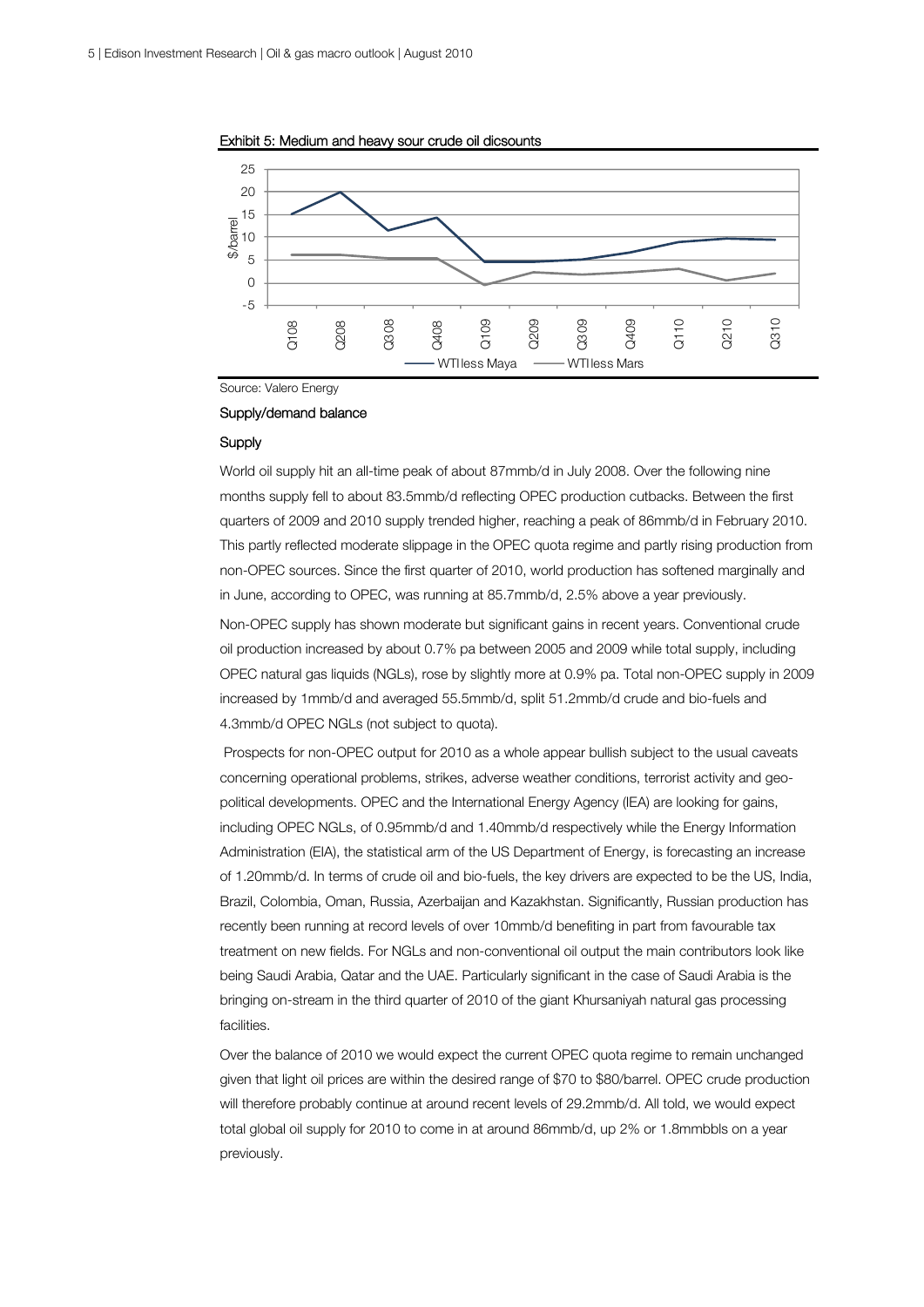Exhibit 5: Medium and heavy sour crude oil dicsounts

Source: Valero Energy

## Supply/demand balance

### Supply

World oil supply hit an all-time peak of about 87mmb/d in July 2008. Over the following nine months supply fell to about 83.5mmb/d reflecting OPEC production cutbacks. Between the first quarters of 2009 and 2010 supply trended higher, reaching a peak of 86mmb/d in February 2010. This partly reflected moderate slippage in the OPEC quota regime and partly rising production from non-OPEC sources. Since the first quarter of 2010, world production has softened marginally and in June, according to OPEC, was running at 85.7mmb/d, 2.5% above a year previously.

Non-OPEC supply has shown moderate but significant gains in recent years. Conventional crude oil production increased by about 0.7% pa between 2005 and 2009 while total supply, including OPEC natural gas liquids (NGLs), rose by slightly more at 0.9% pa. Total non-OPEC supply in 2009 increased by 1mmb/d and averaged 55.5mmb/d, split 51.2mmb/d crude and bio-fuels and 4.3mmb/d OPEC NGLs (not subject to quota).

Prospects for non-OPEC output for 2010 as a whole appear bullish subject to the usual caveats concerning operational problems, strikes, adverse weather conditions, terrorist activity and geo-political developments. OPEC and the International Energy Agency (IEA) are looking for gains, including OPEC NGLs, of 0.95mmb/d and 1.40mmb/d respectively while the Energy Information Administration (EIA), the statistical arm of the US Department of Energy, is forecasting an increase of 1.20mmb/d. In terms of crude oil and bio-fuels, the key drivers are expected to be the US, India, Brazil, Colombia, Oman, Russia, Azerbaijan and Kazakhstan. Significantly, Russian production has recently been running at record levels of over 10mmb/d benefiting in part from favourable tax treatment on new fields. For NGLs and non-conventional oil output the main contributors look like being Saudi Arabia, Qatar and the UAE. Particularly significant in the case of Saudi Arabia is the bringing on-stream in the third quarter of 2010 of the giant Khursaniyah natural gas processing facilities.

Over the balance of 2010 we would expect the current OPEC quota regime to remain unchanged given that light oil prices are within the desired range of $70 to $80/barrel. OPEC crude production will therefore probably continue at around recent levels of 29.2mmb/d. All told, we would expect total global oil supply for 2010 to come in at around 86mmb/d, up 2% or 1.8mmbbls on a year previously.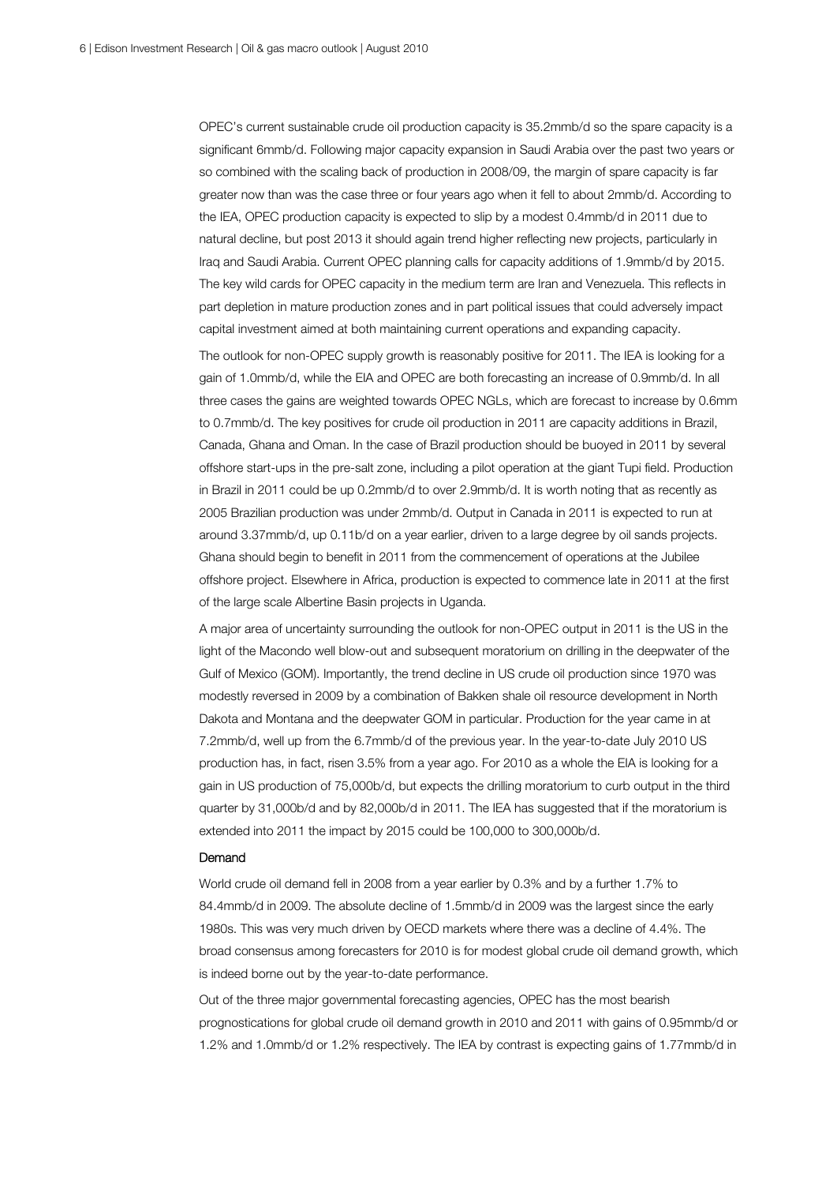OPEC's current sustainable crude oil production capacity is 35.2mmb/d so the spare capacity is a significant 6mmb/d. Following major capacity expansion in Saudi Arabia over the past two years or so combined with the scaling back of production in 2008/09, the margin of spare capacity is far greater now than was the case three or four years ago when it fell to about 2mmb/d. According to the IEA, OPEC production capacity is expected to slip by a modest 0.4mmb/d in 2011 due to natural decline, but post 2013 it should again trend higher reflecting new projects, particularly in Iraq and Saudi Arabia. Current OPEC planning calls for capacity additions of 1.9mmb/d by 2015. The key wild cards for OPEC capacity in the medium term are Iran and Venezuela. This reflects in part depletion in mature production zones and in part political issues that could adversely impact capital investment aimed at both maintaining current operations and expanding capacity.

The outlook for non-OPEC supply growth is reasonably positive for 2011. The IEA is looking for a gain of 1.0mmb/d, while the EIA and OPEC are both forecasting an increase of 0.9mmb/d. In all three cases the gains are weighted towards OPEC NGLs, which are forecast to increase by 0.6mm to 0.7mmb/d. The key positives for crude oil production in 2011 are capacity additions in Brazil, Canada, Ghana and Oman. In the case of Brazil production should be buoyed in 2011 by several offshore start-ups in the pre-salt zone, including a pilot operation at the giant Tupi field. Production in Brazil in 2011 could be up 0.2mmb/d to over 2.9mmb/d. It is worth noting that as recently as 2005 Brazilian production was under 2mmb/d. Output in Canada in 2011 is expected to run at around 3.37mmb/d, up 0.11b/d on a year earlier, driven to a large degree by oil sands projects. Ghana should begin to benefit in 2011 from the commencement of operations at the Jubilee offshore project. Elsewhere in Africa, production is expected to commence late in 2011 at the first of the large scale Albertine Basin projects in Uganda.

A major area of uncertainty surrounding the outlook for non-OPEC output in 2011 is the US in the light of the Macondo well blow-out and subsequent moratorium on drilling in the deepwater of the Gulf of Mexico (GOM). Importantly, the trend decline in US crude oil production since 1970 was modestly reversed in 2009 by a combination of Bakken shale oil resource development in North Dakota and Montana and the deepwater GOM in particular. Production for the year came in at 7.2mmb/d, well up from the 6.7mmb/d of the previous year. In the year-to-date July 2010 US production has, in fact, risen 3.5% from a year ago. For 2010 as a whole the EIA is looking for a gain in US production of 75,000b/d, but expects the drilling moratorium to curb output in the third quarter by 31,000b/d and by 82,000b/d in 2011. The IEA has suggested that if the moratorium is extended into 2011 the impact by 2015 could be 100,000 to 300,000b/d.

### Demand

World crude oil demand fell in 2008 from a year earlier by 0.3% and by a further 1.7% to 84.4mmb/d in 2009. The absolute decline of 1.5mmb/d in 2009 was the largest since the early 1980s. This was very much driven by OECD markets where there was a decline of 4.4%. The broad consensus among forecasters for 2010 is for modest global crude oil demand growth, which is indeed borne out by the year-to-date performance.

Out of the three major governmental forecasting agencies, OPEC has the most bearish prognostications for global crude oil demand growth in 2010 and 2011 with gains of 0.95mmb/d or 1.2% and 1.0mmb/d or 1.2% respectively. The IEA by contrast is expecting gains of 1.77mmb/d in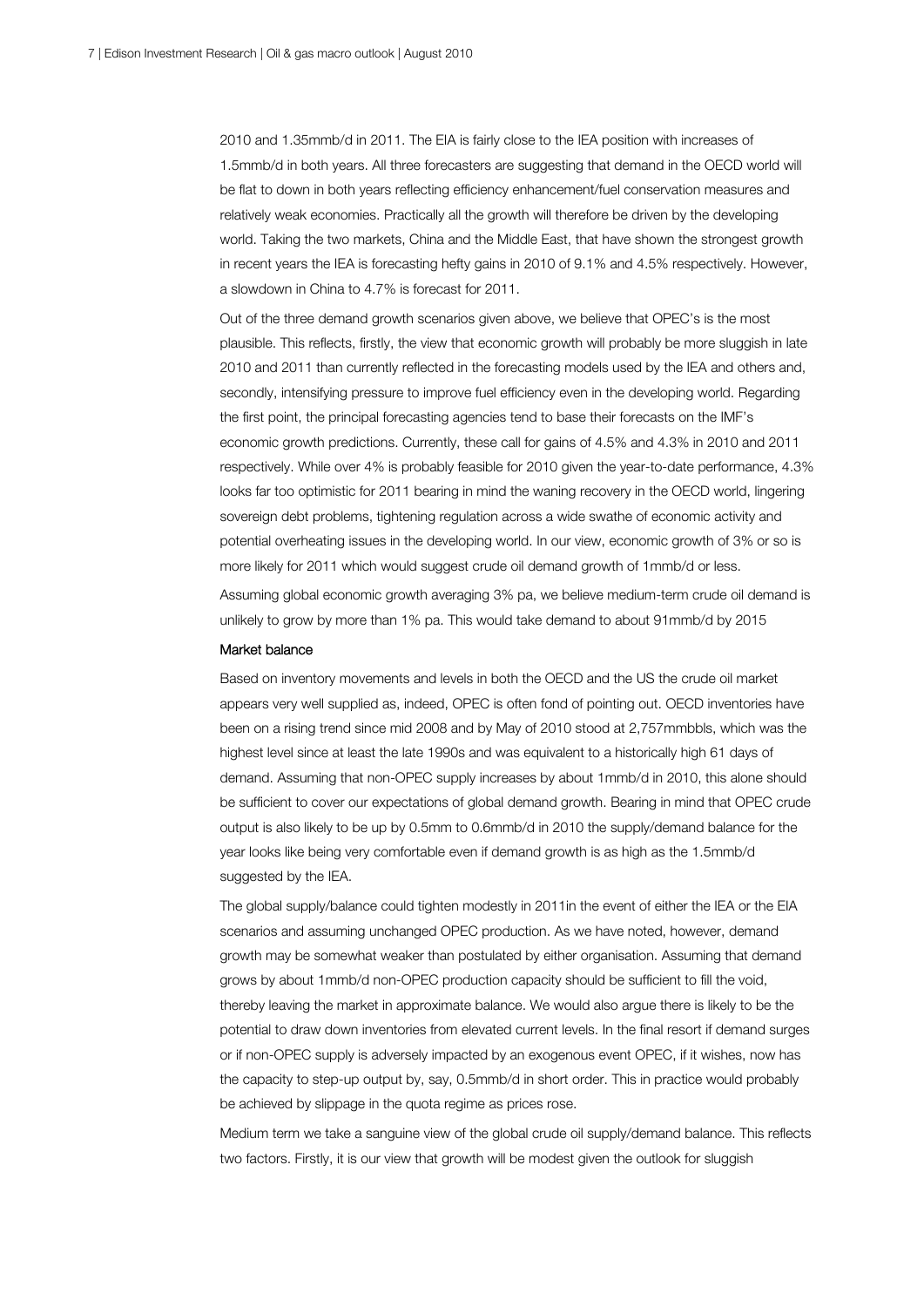2010 and 1.35mmb/d in 2011. The EIA is fairly close to the IEA position with increases of 1.5mmb/d in both years. All three forecasters are suggesting that demand in the OECD world will be flat to down in both years reflecting efficiency enhancement/fuel conservation measures and relatively weak economies. Practically all the growth will therefore be driven by the developing world. Taking the two markets, China and the Middle East, that have shown the strongest growth in recent years the IEA is forecasting hefty gains in 2010 of 9.1% and 4.5% respectively. However, a slowdown in China to 4.7% is forecast for 2011.

Out of the three demand growth scenarios given above, we believe that OPEC's is the most plausible. This reflects, firstly, the view that economic growth will probably be more sluggish in late 2010 and 2011 than currently reflected in the forecasting models used by the IEA and others and, secondly, intensifying pressure to improve fuel efficiency even in the developing world. Regarding the first point, the principal forecasting agencies tend to base their forecasts on the IMF's economic growth predictions. Currently, these call for gains of 4.5% and 4.3% in 2010 and 2011 respectively. While over 4% is probably feasible for 2010 given the year-to-date performance, 4.3% looks far too optimistic for 2011 bearing in mind the waning recovery in the OECD world, lingering sovereign debt problems, tightening regulation across a wide swathe of economic activity and potential overheating issues in the developing world. In our view, economic growth of 3% or so is more likely for 2011 which would suggest crude oil demand growth of 1mmb/d or less.

Assuming global economic growth averaging 3% pa, we believe medium-term crude oil demand is unlikely to grow by more than 1% pa. This would take demand to about 91mmb/d by 2015

#### Market balance

Based on inventory movements and levels in both the OECD and the US the crude oil market appears very well supplied as, indeed, OPEC is often fond of pointing out. OECD inventories have been on a rising trend since mid 2008 and by May of 2010 stood at 2,757mmbbls, which was the highest level since at least the late 1990s and was equivalent to a historically high 61 days of demand. Assuming that non-OPEC supply increases by about 1mmb/d in 2010, this alone should be sufficient to cover our expectations of global demand growth. Bearing in mind that OPEC crude output is also likely to be up by 0.5mm to 0.6mmb/d in 2010 the supply/demand balance for the year looks like being very comfortable even if demand growth is as high as the 1.5mmb/d suggested by the IEA.

The global supply/balance could tighten modestly in 2011in the event of either the IEA or the EIA scenarios and assuming unchanged OPEC production. As we have noted, however, demand growth may be somewhat weaker than postulated by either organisation. Assuming that demand grows by about 1mmb/d non-OPEC production capacity should be sufficient to fill the void, thereby leaving the market in approximate balance. We would also argue there is likely to be the potential to draw down inventories from elevated current levels. In the final resort if demand surges or if non-OPEC supply is adversely impacted by an exogenous event OPEC, if it wishes, now has the capacity to step-up output by, say, 0.5mmb/d in short order. This in practice would probably be achieved by slippage in the quota regime as prices rose.

Medium term we take a sanguine view of the global crude oil supply/demand balance. This reflects two factors. Firstly, it is our view that growth will be modest given the outlook for sluggish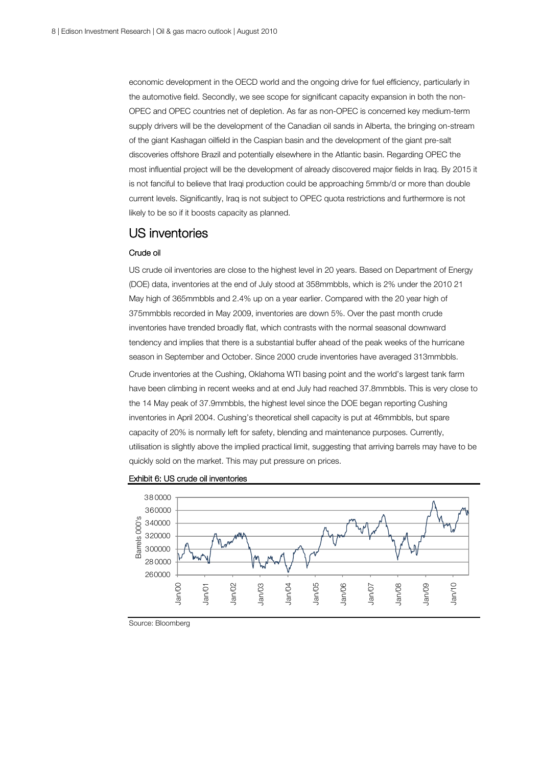economic development in the OECD world and the ongoing drive for fuel efficiency, particularly in the automotive field. Secondly, we see scope for significant capacity expansion in both the non-OPEC and OPEC countries net of depletion. As far as non-OPEC is concerned key medium-term supply drivers will be the development of the Canadian oil sands in Alberta, the bringing on-stream of the giant Kashagan oilfield in the Caspian basin and the development of the giant pre-salt discoveries offshore Brazil and potentially elsewhere in the Atlantic basin. Regarding OPEC the most influential project will be the development of already discovered major fields in Iraq. By 2015 it is not fanciful to believe that Iraqi production could be approaching 5mmb/d or more than double current levels. Significantly, Iraq is not subject to OPEC quota restrictions and furthermore is not likely to be so if it boosts capacity as planned.

## US inventories

### Crude oil

US crude oil inventories are close to the highest level in 20 years. Based on Department of Energy (DOE) data, inventories at the end of July stood at 358mmbbls, which is 2% under the 2010 21 May high of 365mmbbls and 2.4% up on a year earlier. Compared with the 20 year high of 375mmbbls recorded in May 2009, inventories are down 5%. Over the past month crude inventories have trended broadly flat, which contrasts with the normal seasonal downward tendency and implies that there is a substantial buffer ahead of the peak weeks of the hurricane season in September and October. Since 2000 crude inventories have averaged 313mmbbls.

Crude inventories at the Cushing, Oklahoma WTI basing point and the world's largest tank farm have been climbing in recent weeks and at end July had reached 37.8mmbbls. This is very close to the 14 May peak of 37.9mmbbls, the highest level since the DOE began reporting Cushing inventories in April 2004. Cushing's theoretical shell capacity is put at 46mmbbls, but spare capacity of 20% is normally left for safety, blending and maintenance purposes. Currently, utilisation is slightly above the implied practical limit, suggesting that arriving barrels may have to be quickly sold on the market. This may put pressure on prices.

Exhibit 6: US crude oil inventories

Source: Bloomberg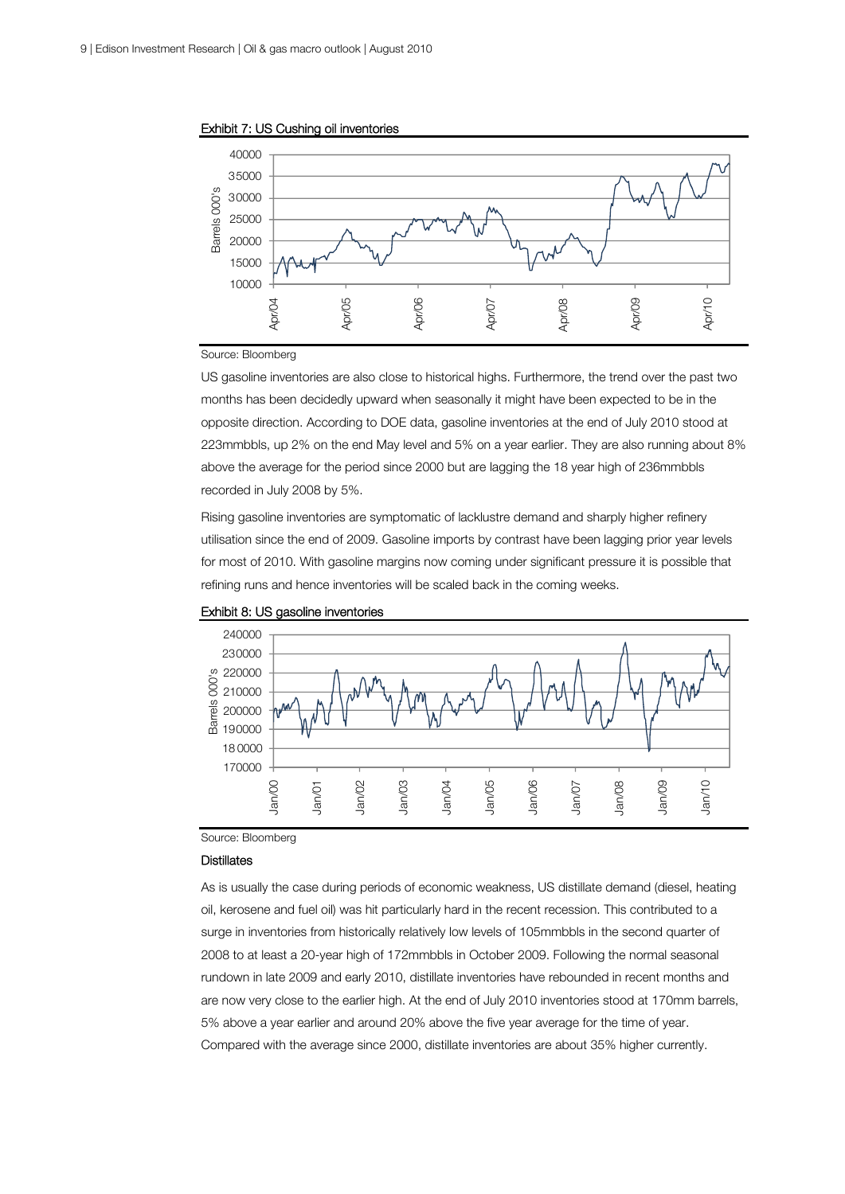Exhibit 7: US Cushing oil inventories

Source: Bloomberg

US gasoline inventories are also close to historical highs. Furthermore, the trend over the past two months has been decidedly upward when seasonally it might have been expected to be in the opposite direction. According to DOE data, gasoline inventories at the end of July 2010 stood at 223mmbbls, up 2% on the end May level and 5% on a year earlier. They are also running about 8% above the average for the period since 2000 but are lagging the 18 year high of 236mmbbls recorded in July 2008 by 5%.

Rising gasoline inventories are symptomatic of lacklustre demand and sharply higher refinery utilisation since the end of 2009. Gasoline imports by contrast have been lagging prior year levels for most of 2010. With gasoline margins now coming under significant pressure it is possible that refining runs and hence inventories will be scaled back in the coming weeks.

Exhibit 8: US gasoline inventories

Source: Bloomberg

### Distillates

As is usually the case during periods of economic weakness, US distillate demand (diesel, heating oil, kerosene and fuel oil) was hit particularly hard in the recent recession. This contributed to a surge in inventories from historically relatively low levels of 105mmbbls in the second quarter of 2008 to at least a 20-year high of 172mmbbls in October 2009. Following the normal seasonal rundown in late 2009 and early 2010, distillate inventories have rebounded in recent months and are now very close to the earlier high. At the end of July 2010 inventories stood at 170mm barrels, 5% above a year earlier and around 20% above the five year average for the time of year. Compared with the average since 2000, distillate inventories are about 35% higher currently.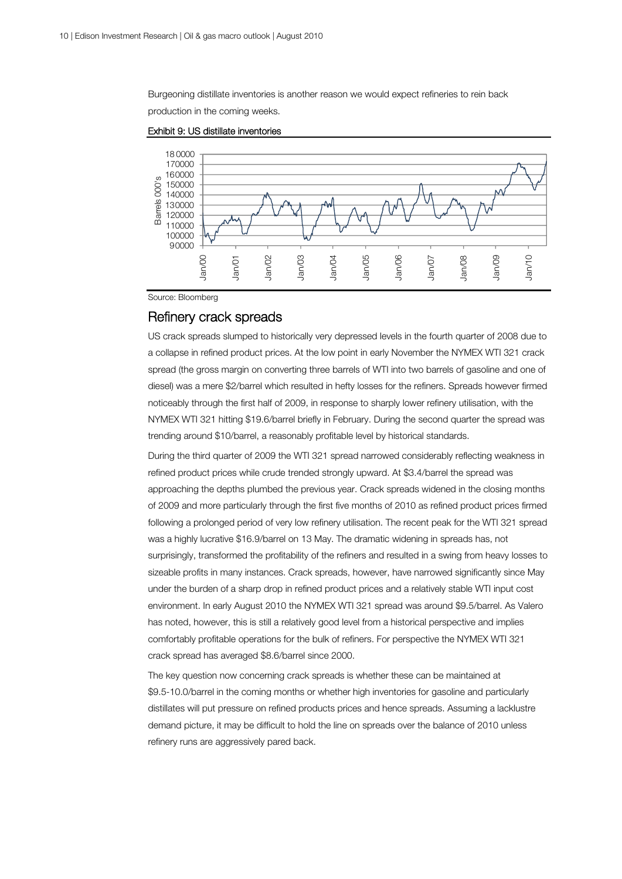Burgeoning distillate inventories is another reason we would expect refineries to rein back production in the coming weeks.

**Exhibit 9: US distillate inventories**

Source: Bloomberg

## Refinery crack spreads

US crack spreads slumped to historically very depressed levels in the fourth quarter of 2008 due to a collapse in refined product prices. At the low point in early November the NYMEX WTI 321 crack spread (the gross margin on converting three barrels of WTI into two barrels of gasoline and one of diesel) was a mere $2/barrel which resulted in hefty losses for the refiners. Spreads however firmed noticeably through the first half of 2009, in response to sharply lower refinery utilisation, with the NYMEX WTI 321 hitting $19.6/barrel briefly in February. During the second quarter the spread was trending around $10/barrel, a reasonably profitable level by historical standards.

During the third quarter of 2009 the WTI 321 spread narrowed considerably reflecting weakness in refined product prices while crude trended strongly upward. At $3.4/barrel the spread was approaching the depths plumbed the previous year. Crack spreads widened in the closing months of 2009 and more particularly through the first five months of 2010 as refined product prices firmed following a prolonged period of very low refinery utilisation. The recent peak for the WTI 321 spread was a highly lucrative $16.9/barrel on 13 May. The dramatic widening in spreads has, not surprisingly, transformed the profitability of the refiners and resulted in a swing from heavy losses to sizeable profits in many instances. Crack spreads, however, have narrowed significantly since May under the burden of a sharp drop in refined product prices and a relatively stable WTI input cost environment. In early August 2010 the NYMEX WTI 321 spread was around $9.5/barrel. As Valero has noted, however, this is still a relatively good level from a historical perspective and implies comfortably profitable operations for the bulk of refiners. For perspective the NYMEX WTI 321 crack spread has averaged $8.6/barrel since 2000.

The key question now concerning crack spreads is whether these can be maintained at $9.5-10.0/barrel in the coming months or whether high inventories for gasoline and particularly distillates will put pressure on refined products prices and hence spreads. Assuming a lacklustre demand picture, it may be difficult to hold the line on spreads over the balance of 2010 unless refinery runs are aggressively pared back.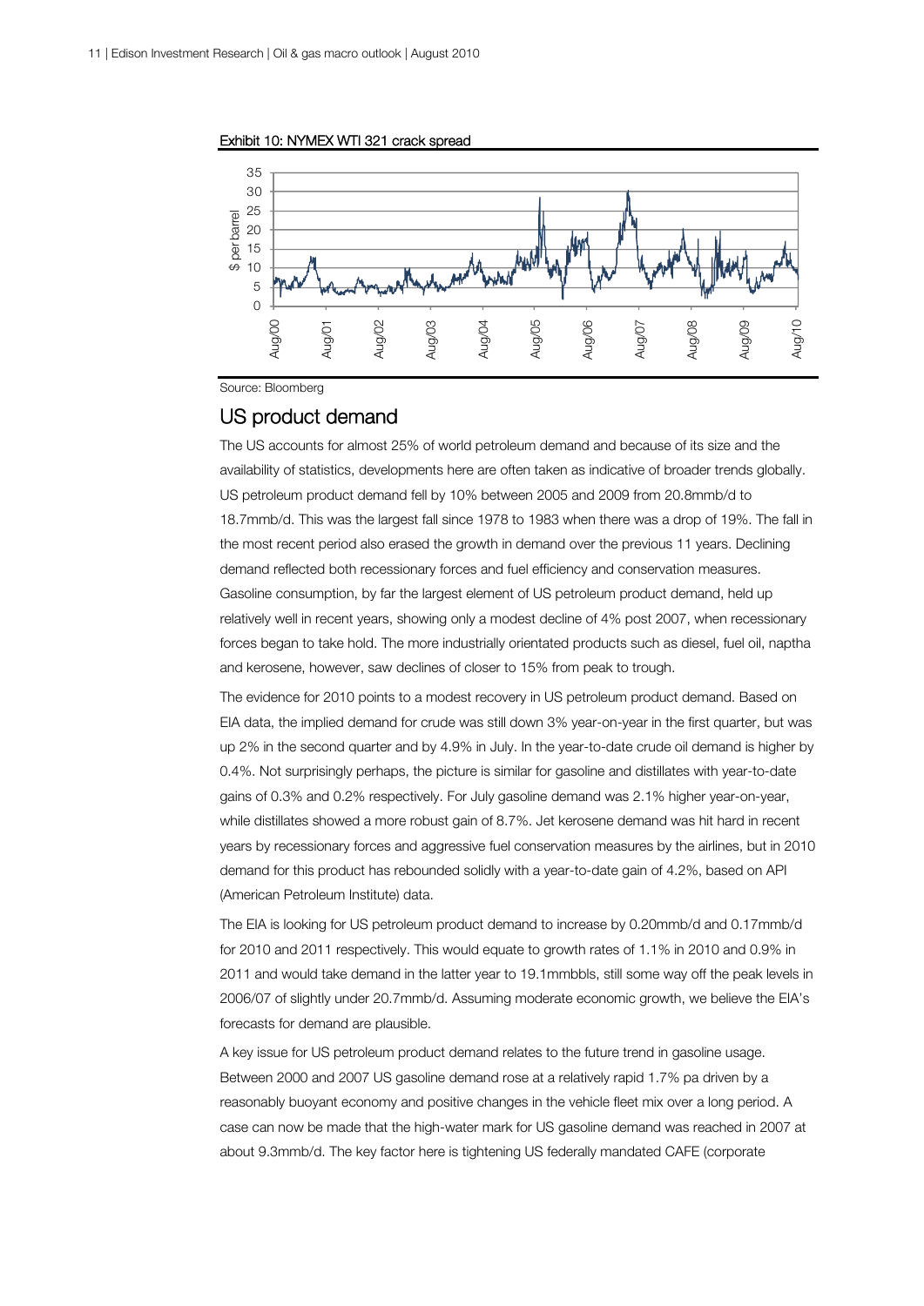Exhibit 10: NYMEX WTI 321 crack spread

Source: Bloomberg

## US product demand

The US accounts for almost 25% of world petroleum demand and because of its size and the availability of statistics, developments here are often taken as indicative of broader trends globally. US petroleum product demand fell by 10% between 2005 and 2009 from 20.8mmb/d to 18.7mmb/d. This was the largest fall since 1978 to 1983 when there was a drop of 19%. The fall in the most recent period also erased the growth in demand over the previous 11 years. Declining demand reflected both recessionary forces and fuel efficiency and conservation measures. Gasoline consumption, by far the largest element of US petroleum product demand, held up relatively well in recent years, showing only a modest decline of 4% post 2007, when recessionary forces began to take hold. The more industrially orientated products such as diesel, fuel oil, naptha and kerosene, however, saw declines of closer to 15% from peak to trough.

The evidence for 2010 points to a modest recovery in US petroleum product demand. Based on EIA data, the implied demand for crude was still down 3% year-on-year in the first quarter, but was up 2% in the second quarter and by 4.9% in July. In the year-to-date crude oil demand is higher by 0.4%. Not surprisingly perhaps, the picture is similar for gasoline and distillates with year-to-date gains of 0.3% and 0.2% respectively. For July gasoline demand was 2.1% higher year-on-year, while distillates showed a more robust gain of 8.7%. Jet kerosene demand was hit hard in recent years by recessionary forces and aggressive fuel conservation measures by the airlines, but in 2010 demand for this product has rebounded solidly with a year-to-date gain of 4.2%, based on API (American Petroleum Institute) data.

The EIA is looking for US petroleum product demand to increase by 0.20mmb/d and 0.17mmb/d for 2010 and 2011 respectively. This would equate to growth rates of 1.1% in 2010 and 0.9% in 2011 and would take demand in the latter year to 19.1mmbbls, still some way off the peak levels in 2006/07 of slightly under 20.7mmb/d. Assuming moderate economic growth, we believe the EIA's forecasts for demand are plausible.

A key issue for US petroleum product demand relates to the future trend in gasoline usage. Between 2000 and 2007 US gasoline demand rose at a relatively rapid 1.7% pa driven by a reasonably buoyant economy and positive changes in the vehicle fleet mix over a long period. A case can now be made that the high-water mark for US gasoline demand was reached in 2007 at about 9.3mmb/d. The key factor here is tightening US federally mandated CAFE (corporate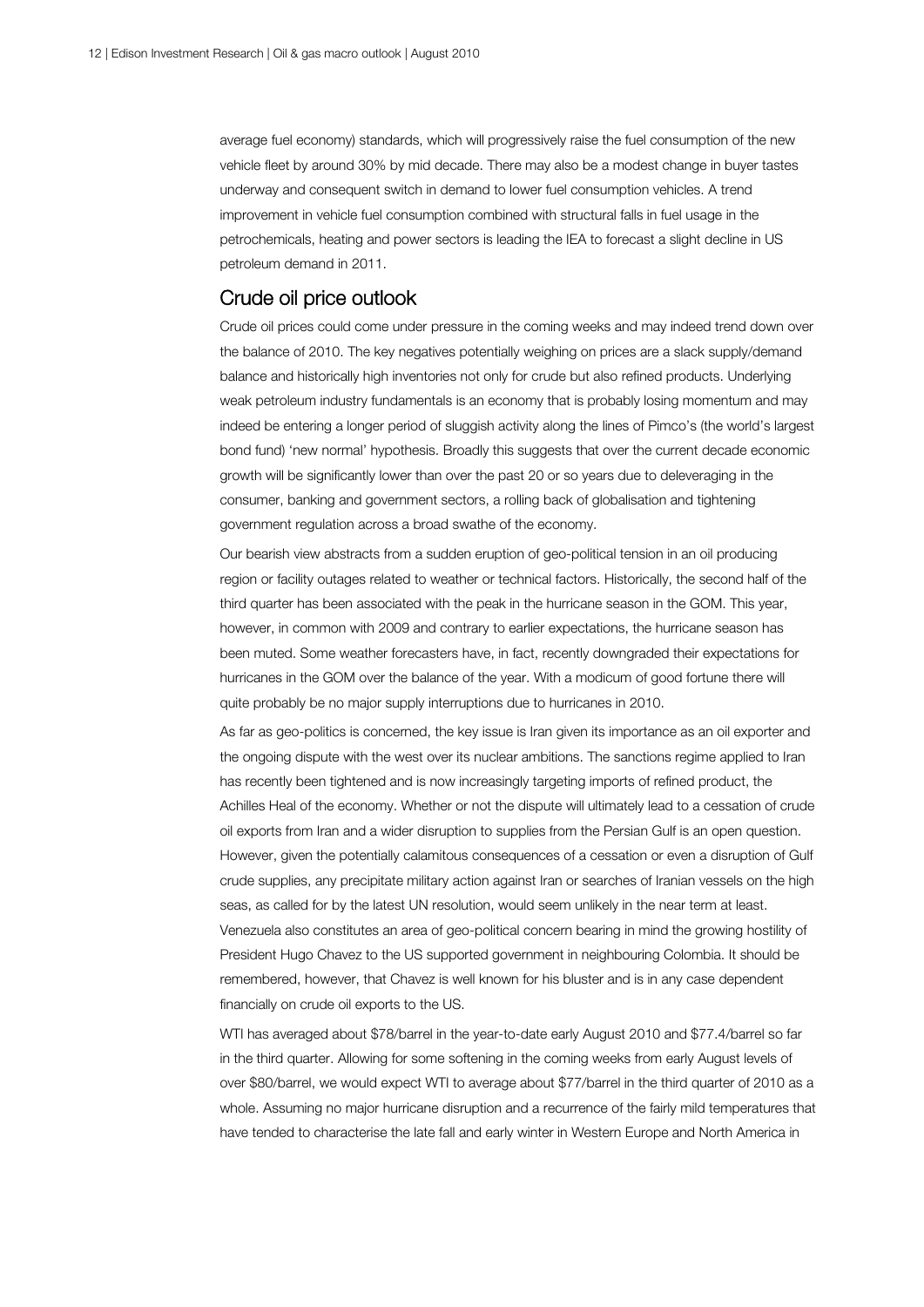average fuel economy) standards, which will progressively raise the fuel consumption of the new vehicle fleet by around 30% by mid decade. There may also be a modest change in buyer tastes underway and consequent switch in demand to lower fuel consumption vehicles. A trend improvement in vehicle fuel consumption combined with structural falls in fuel usage in the petrochemicals, heating and power sectors is leading the IEA to forecast a slight decline in US petroleum demand in 2011.

## Crude oil price outlook

Crude oil prices could come under pressure in the coming weeks and may indeed trend down over the balance of 2010. The key negatives potentially weighing on prices are a slack supply/demand balance and historically high inventories not only for crude but also refined products. Underlying weak petroleum industry fundamentals is an economy that is probably losing momentum and may indeed be entering a longer period of sluggish activity along the lines of Pimco's (the world's largest bond fund) 'new normal' hypothesis. Broadly this suggests that over the current decade economic growth will be significantly lower than over the past 20 or so years due to deleveraging in the consumer, banking and government sectors, a rolling back of globalisation and tightening government regulation across a broad swathe of the economy.

Our bearish view abstracts from a sudden eruption of geo-political tension in an oil producing region or facility outages related to weather or technical factors. Historically, the second half of the third quarter has been associated with the peak in the hurricane season in the GOM. This year, however, in common with 2009 and contrary to earlier expectations, the hurricane season has been muted. Some weather forecasters have, in fact, recently downgraded their expectations for hurricanes in the GOM over the balance of the year. With a modicum of good fortune there will quite probably be no major supply interruptions due to hurricanes in 2010.

As far as geo-politics is concerned, the key issue is Iran given its importance as an oil exporter and the ongoing dispute with the west over its nuclear ambitions. The sanctions regime applied to Iran has recently been tightened and is now increasingly targeting imports of refined product, the Achilles Heal of the economy. Whether or not the dispute will ultimately lead to a cessation of crude oil exports from Iran and a wider disruption to supplies from the Persian Gulf is an open question. However, given the potentially calamitous consequences of a cessation or even a disruption of Gulf crude supplies, any precipitate military action against Iran or searches of Iranian vessels on the high seas, as called for by the latest UN resolution, would seem unlikely in the near term at least. Venezuela also constitutes an area of geo-political concern bearing in mind the growing hostility of President Hugo Chavez to the US supported government in neighbouring Colombia. It should be remembered, however, that Chavez is well known for his bluster and is in any case dependent financially on crude oil exports to the US.

WTI has averaged about $78/barrel in the year-to-date early August 2010 and $77.4/barrel so far in the third quarter. Allowing for some softening in the coming weeks from early August levels of over $80/barrel, we would expect WTI to average about $77/barrel in the third quarter of 2010 as a whole. Assuming no major hurricane disruption and a recurrence of the fairly mild temperatures that have tended to characterise the late fall and early winter in Western Europe and North America in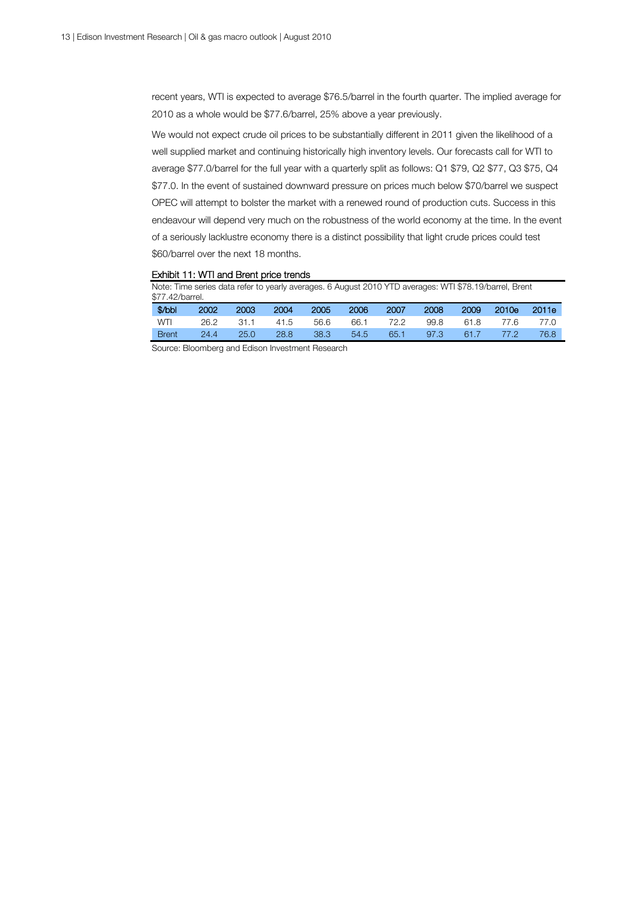recent years, WTI is expected to average $76.5/barrel in the fourth quarter. The implied average for 2010 as a whole would be $77.6/barrel, 25% above a year previously.

We would not expect crude oil prices to be substantially different in 2011 given the likelihood of a well supplied market and continuing historically high inventory levels. Our forecasts call for WTI to average $77.0/barrel for the full year with a quarterly split as follows: Q1 $79, Q2 $77, Q3 $75, Q4 $77.0. In the event of sustained downward pressure on prices much below $70/barrel we suspect OPEC will attempt to bolster the market with a renewed round of production cuts. Success in this endeavour will depend very much on the robustness of the world economy at the time. In the event of a seriously lacklustre economy there is a distinct possibility that light crude prices could test $60/barrel over the next 18 months.

**Exhibit 11: WTI and Brent price trends**

Note: Time series data refer to yearly averages. 6 August 2010 YTD averages: WTI $78.19/barrel, Brent $77.42/barrel.

| $/bbl | 2002 | 2003 | 2004 | 2005 | 2006 | 2007 | 2008 | 2009 | 2010e | 2011e |
|---|---|---|---|---|---|---|---|---|---|---|
| WTI | 26.2 | 31.1 | 41.5 | 56.6 | 66.1 | 72.2 | 99.8 | 61.8 | 77.6 | 77.0 |
| Brent | 24.4 | 25.0 | 28.8 | 38.3 | 54.5 | 65.1 | 97.3 | 61.7 | 77.2 | 76.8 |

Source: Bloomberg and Edison Investment Research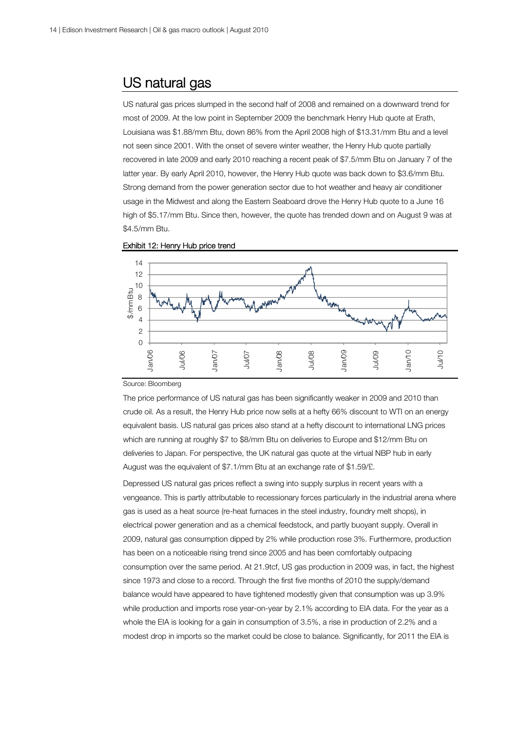## US natural gas

US natural gas prices slumped in the second half of 2008 and remained on a downward trend for most of 2009. At the low point in September 2009 the benchmark Henry Hub quote at Erath, Louisiana was $1.88/mm Btu, down 86% from the April 2008 high of $13.31/mm Btu and a level not seen since 2001. With the onset of severe winter weather, the Henry Hub quote partially recovered in late 2009 and early 2010 reaching a recent peak of $7.5/mm Btu on January 7 of the latter year. By early April 2010, however, the Henry Hub quote was back down to $3.6/mm Btu. Strong demand from the power generation sector due to hot weather and heavy air conditioner usage in the Midwest and along the Eastern Seaboard drove the Henry Hub quote to a June 16 high of $5.17/mm Btu. Since then, however, the quote has trended down and on August 9 was at $4.5/mm Btu.

**Exhibit 12: Henry Hub price trend**

Source: Bloomberg

The price performance of US natural gas has been significantly weaker in 2009 and 2010 than crude oil. As a result, the Henry Hub price now sells at a hefty 66% discount to WTI on an energy equivalent basis. US natural gas prices also stand at a hefty discount to international LNG prices which are running at roughly $7 to $8/mm Btu on deliveries to Europe and $12/mm Btu on deliveries to Japan. For perspective, the UK natural gas quote at the virtual NBP hub in early August was the equivalent of $7.1/mm Btu at an exchange rate of $1.59/£.

Depressed US natural gas prices reflect a swing into supply surplus in recent years with a vengeance. This is partly attributable to recessionary forces particularly in the industrial arena where gas is used as a heat source (re-heat furnaces in the steel industry, foundry melt shops), in electrical power generation and as a chemical feedstock, and partly buoyant supply. Overall in 2009, natural gas consumption dipped by 2% while production rose 3%. Furthermore, production has been on a noticeable rising trend since 2005 and has been comfortably outpacing consumption over the same period. At 21.9tcf, US gas production in 2009 was, in fact, the highest since 1973 and close to a record. Through the first five months of 2010 the supply/demand balance would have appeared to have tightened modestly given that consumption was up 3.9% while production and imports rose year-on-year by 2.1% according to EIA data. For the year as a whole the EIA is looking for a gain in consumption of 3.5%, a rise in production of 2.2% and a modest drop in imports so the market could be close to balance. Significantly, for 2011 the EIA is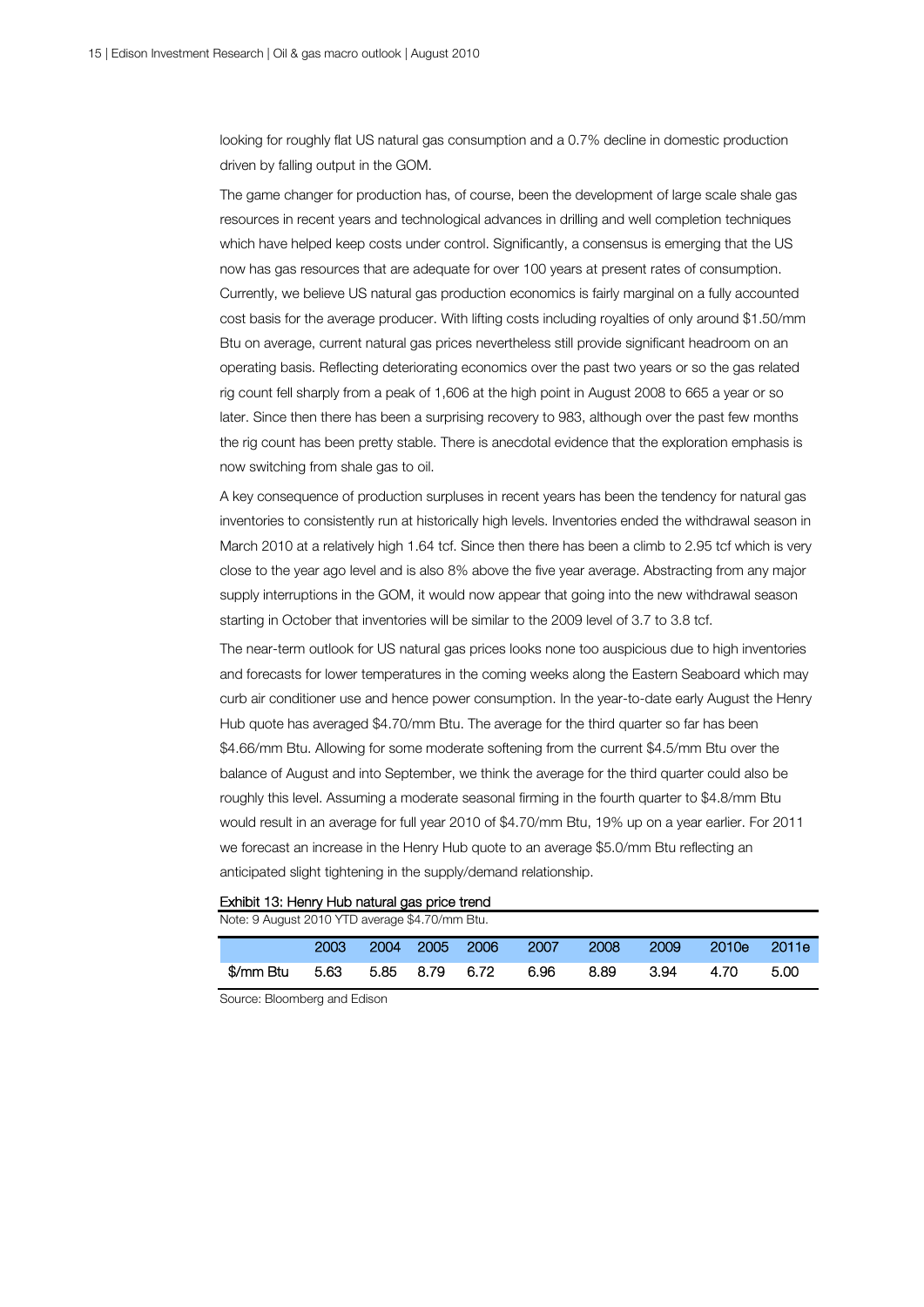looking for roughly flat US natural gas consumption and a 0.7% decline in domestic production driven by falling output in the GOM.

The game changer for production has, of course, been the development of large scale shale gas resources in recent years and technological advances in drilling and well completion techniques which have helped keep costs under control. Significantly, a consensus is emerging that the US now has gas resources that are adequate for over 100 years at present rates of consumption. Currently, we believe US natural gas production economics is fairly marginal on a fully accounted cost basis for the average producer. With lifting costs including royalties of only around $1.50/mm Btu on average, current natural gas prices nevertheless still provide significant headroom on an operating basis. Reflecting deteriorating economics over the past two years or so the gas related rig count fell sharply from a peak of 1,606 at the high point in August 2008 to 665 a year or so later. Since then there has been a surprising recovery to 983, although over the past few months the rig count has been pretty stable. There is anecdotal evidence that the exploration emphasis is now switching from shale gas to oil.

A key consequence of production surpluses in recent years has been the tendency for natural gas inventories to consistently run at historically high levels. Inventories ended the withdrawal season in March 2010 at a relatively high 1.64 tcf. Since then there has been a climb to 2.95 tcf which is very close to the year ago level and is also 8% above the five year average. Abstracting from any major supply interruptions in the GOM, it would now appear that going into the new withdrawal season starting in October that inventories will be similar to the 2009 level of 3.7 to 3.8 tcf.

The near-term outlook for US natural gas prices looks none too auspicious due to high inventories and forecasts for lower temperatures in the coming weeks along the Eastern Seaboard which may curb air conditioner use and hence power consumption. In the year-to-date early August the Henry Hub quote has averaged $4.70/mm Btu. The average for the third quarter so far has been $4.66/mm Btu. Allowing for some moderate softening from the current $4.5/mm Btu over the balance of August and into September, we think the average for the third quarter could also be roughly this level. Assuming a moderate seasonal firming in the fourth quarter to $4.8/mm Btu would result in an average for full year 2010 of $4.70/mm Btu, 19% up on a year earlier. For 2011 we forecast an increase in the Henry Hub quote to an average $5.0/mm Btu reflecting an anticipated slight tightening in the supply/demand relationship.

Exhibit 13: Henry Hub natural gas price trend

Note: 9 August 2010 YTD average $4.70/mm Btu.

| | 2003 | 2004 | 2005 | 2006 | 2007 | 2008 | 2009 | 2010e | 2011e |
|---|---|---|---|---|---|---|---|---|---|
| $/mm Btu | 5.63 | 5.85 | 8.79 | 6.72 | 6.96 | 8.89 | 3.94 | 4.70 | 5.00 |

Source: Bloomberg and Edison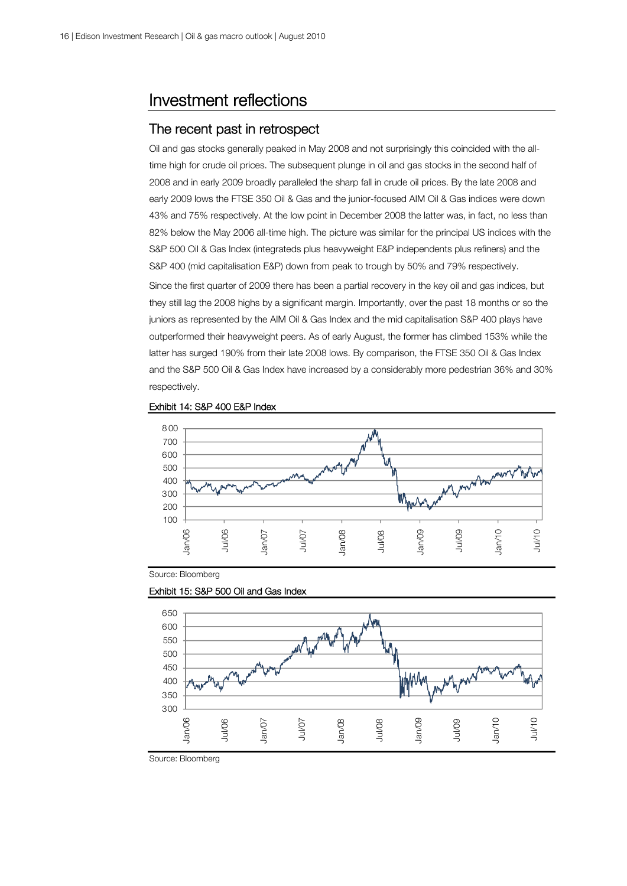# Investment reflections

## The recent past in retrospect

Oil and gas stocks generally peaked in May 2008 and not surprisingly this coincided with the all-time high for crude oil prices. The subsequent plunge in oil and gas stocks in the second half of 2008 and in early 2009 broadly paralleled the sharp fall in crude oil prices. By the late 2008 and early 2009 lows the FTSE 350 Oil & Gas and the junior-focused AIM Oil & Gas indices were down 43% and 75% respectively. At the low point in December 2008 the latter was, in fact, no less than 82% below the May 2006 all-time high. The picture was similar for the principal US indices with the S&P 500 Oil & Gas Index (integrateds plus heavyweight E&P independents plus refiners) and the S&P 400 (mid capitalisation E&P) down from peak to trough by 50% and 79% respectively.

Since the first quarter of 2009 there has been a partial recovery in the key oil and gas indices, but they still lag the 2008 highs by a significant margin. Importantly, over the past 18 months or so the juniors as represented by the AIM Oil & Gas Index and the mid capitalisation S&P 400 plays have outperformed their heavyweight peers. As of early August, the former has climbed 153% while the latter has surged 190% from their late 2008 lows. By comparison, the FTSE 350 Oil & Gas Index and the S&P 500 Oil & Gas Index have increased by a considerably more pedestrian 36% and 30% respectively.

Exhibit 14: S&P 400 E&P Index

Source: Bloomberg

Exhibit 15: S&P 500 Oil and Gas Index

Source: Bloomberg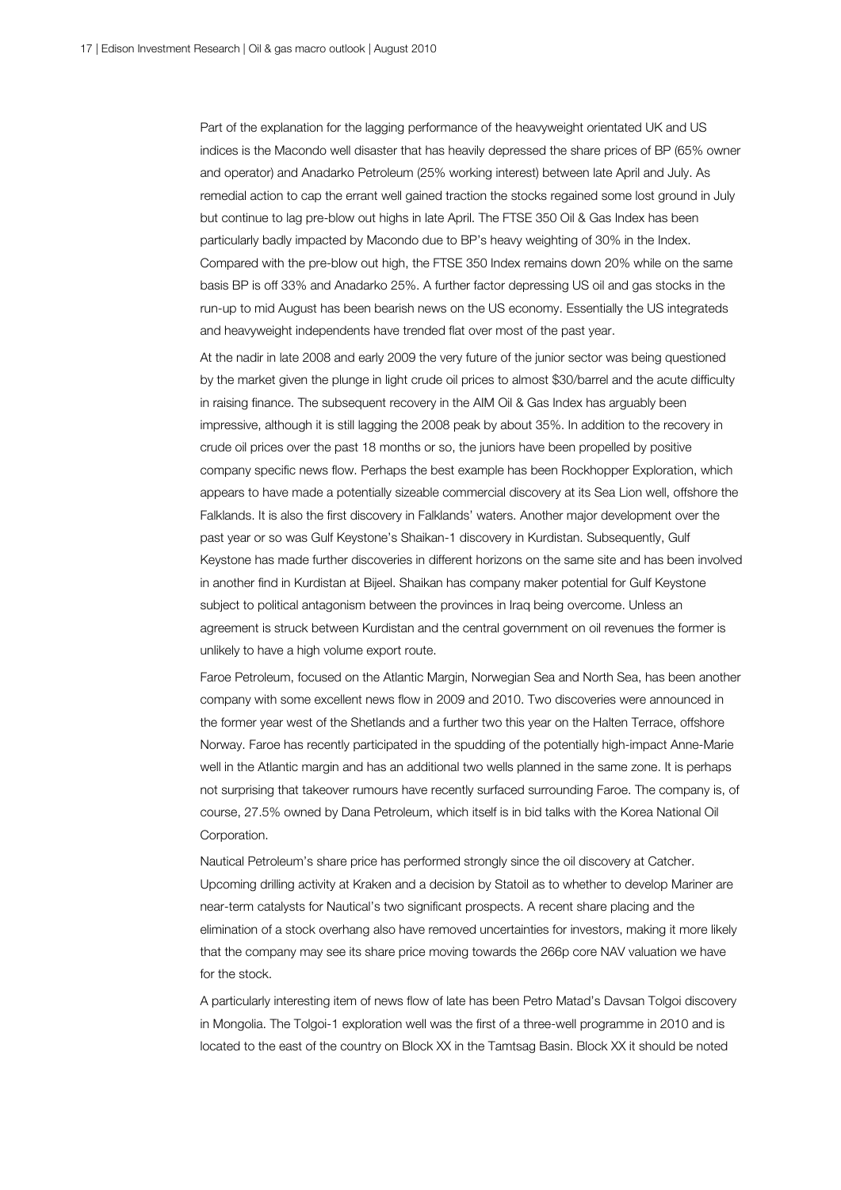Part of the explanation for the lagging performance of the heavyweight orientated UK and US indices is the Macondo well disaster that has heavily depressed the share prices of BP (65% owner and operator) and Anadarko Petroleum (25% working interest) between late April and July. As remedial action to cap the errant well gained traction the stocks regained some lost ground in July but continue to lag pre-blow out highs in late April. The FTSE 350 Oil & Gas Index has been particularly badly impacted by Macondo due to BP's heavy weighting of 30% in the Index. Compared with the pre-blow out high, the FTSE 350 Index remains down 20% while on the same basis BP is off 33% and Anadarko 25%. A further factor depressing US oil and gas stocks in the run-up to mid August has been bearish news on the US economy. Essentially the US integrateds and heavyweight independents have trended flat over most of the past year.

At the nadir in late 2008 and early 2009 the very future of the junior sector was being questioned by the market given the plunge in light crude oil prices to almost $30/barrel and the acute difficulty in raising finance. The subsequent recovery in the AIM Oil & Gas Index has arguably been impressive, although it is still lagging the 2008 peak by about 35%. In addition to the recovery in crude oil prices over the past 18 months or so, the juniors have been propelled by positive company specific news flow. Perhaps the best example has been Rockhopper Exploration, which appears to have made a potentially sizeable commercial discovery at its Sea Lion well, offshore the Falklands. It is also the first discovery in Falklands' waters. Another major development over the past year or so was Gulf Keystone's Shaikan-1 discovery in Kurdistan. Subsequently, Gulf Keystone has made further discoveries in different horizons on the same site and has been involved in another find in Kurdistan at Bijeel. Shaikan has company maker potential for Gulf Keystone subject to political antagonism between the provinces in Iraq being overcome. Unless an agreement is struck between Kurdistan and the central government on oil revenues the former is unlikely to have a high volume export route.

Faroe Petroleum, focused on the Atlantic Margin, Norwegian Sea and North Sea, has been another company with some excellent news flow in 2009 and 2010. Two discoveries were announced in the former year west of the Shetlands and a further two this year on the Halten Terrace, offshore Norway. Faroe has recently participated in the spudding of the potentially high-impact Anne-Marie well in the Atlantic margin and has an additional two wells planned in the same zone. It is perhaps not surprising that takeover rumours have recently surfaced surrounding Faroe. The company is, of course, 27.5% owned by Dana Petroleum, which itself is in bid talks with the Korea National Oil Corporation.

Nautical Petroleum's share price has performed strongly since the oil discovery at Catcher. Upcoming drilling activity at Kraken and a decision by Statoil as to whether to develop Mariner are near-term catalysts for Nautical's two significant prospects. A recent share placing and the elimination of a stock overhang also have removed uncertainties for investors, making it more likely that the company may see its share price moving towards the 266p core NAV valuation we have for the stock.

A particularly interesting item of news flow of late has been Petro Matad's Davsan Tolgoi discovery in Mongolia. The Tolgoi-1 exploration well was the first of a three-well programme in 2010 and is located to the east of the country on Block XX in the Tamtsag Basin. Block XX it should be noted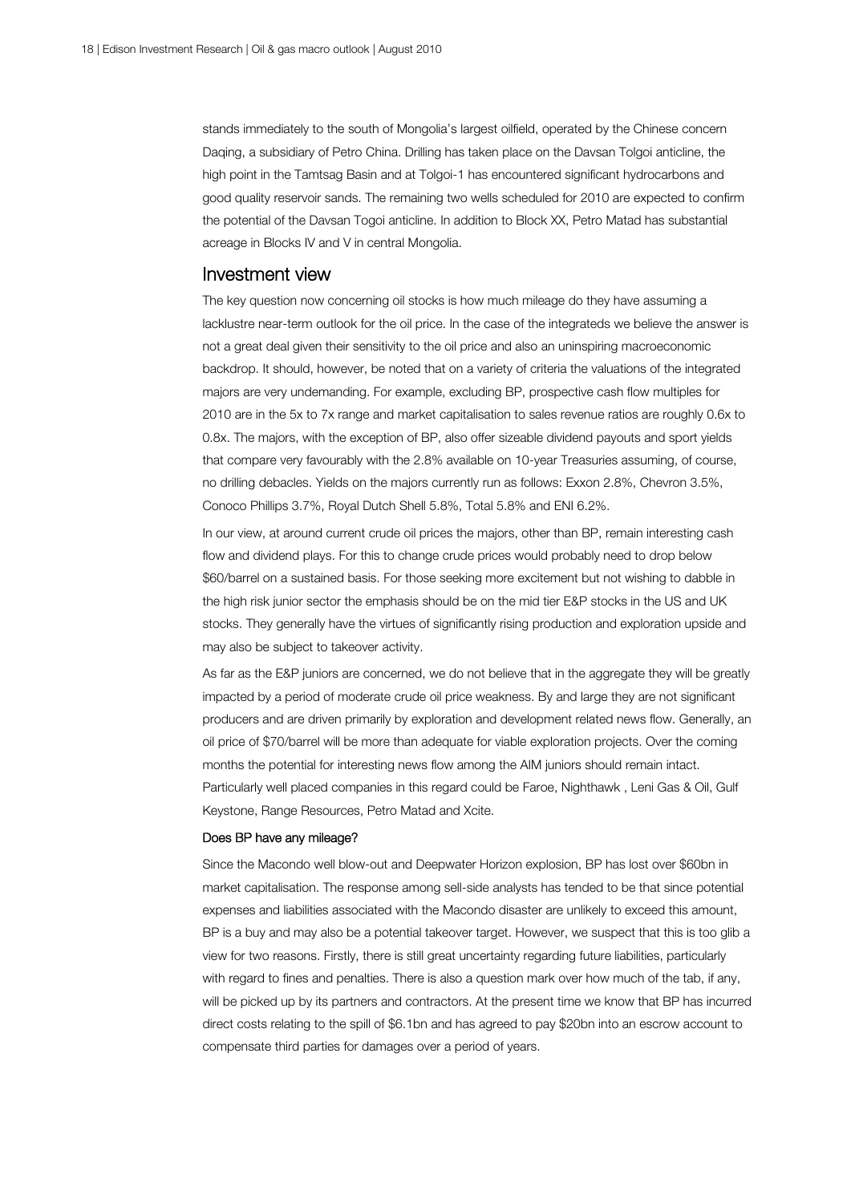stands immediately to the south of Mongolia's largest oilfield, operated by the Chinese concern Daqing, a subsidiary of Petro China. Drilling has taken place on the Davsan Tolgoi anticline, the high point in the Tamtsag Basin and at Tolgoi-1 has encountered significant hydrocarbons and good quality reservoir sands. The remaining two wells scheduled for 2010 are expected to confirm the potential of the Davsan Togoi anticline. In addition to Block XX, Petro Matad has substantial acreage in Blocks IV and V in central Mongolia.

## Investment view

The key question now concerning oil stocks is how much mileage do they have assuming a lacklustre near-term outlook for the oil price. In the case of the integrateds we believe the answer is not a great deal given their sensitivity to the oil price and also an uninspiring macroeconomic backdrop. It should, however, be noted that on a variety of criteria the valuations of the integrated majors are very undemanding. For example, excluding BP, prospective cash flow multiples for 2010 are in the 5x to 7x range and market capitalisation to sales revenue ratios are roughly 0.6x to 0.8x. The majors, with the exception of BP, also offer sizeable dividend payouts and sport yields that compare very favourably with the 2.8% available on 10-year Treasuries assuming, of course, no drilling debacles. Yields on the majors currently run as follows: Exxon 2.8%, Chevron 3.5%, Conoco Phillips 3.7%, Royal Dutch Shell 5.8%, Total 5.8% and ENI 6.2%.

In our view, at around current crude oil prices the majors, other than BP, remain interesting cash flow and dividend plays. For this to change crude prices would probably need to drop below \$60/barrel on a sustained basis. For those seeking more excitement but not wishing to dabble in the high risk junior sector the emphasis should be on the mid tier E&P stocks in the US and UK stocks. They generally have the virtues of significantly rising production and exploration upside and may also be subject to takeover activity.

As far as the E&P juniors are concerned, we do not believe that in the aggregate they will be greatly impacted by a period of moderate crude oil price weakness. By and large they are not significant producers and are driven primarily by exploration and development related news flow. Generally, an oil price of \$70/barrel will be more than adequate for viable exploration projects. Over the coming months the potential for interesting news flow among the AIM juniors should remain intact. Particularly well placed companies in this regard could be Faroe, Nighthawk , Leni Gas & Oil, Gulf Keystone, Range Resources, Petro Matad and Xcite.

#### Does BP have any mileage?

Since the Macondo well blow-out and Deepwater Horizon explosion, BP has lost over \$60bn in market capitalisation. The response among sell-side analysts has tended to be that since potential expenses and liabilities associated with the Macondo disaster are unlikely to exceed this amount, BP is a buy and may also be a potential takeover target. However, we suspect that this is too glib a view for two reasons. Firstly, there is still great uncertainty regarding future liabilities, particularly with regard to fines and penalties. There is also a question mark over how much of the tab, if any, will be picked up by its partners and contractors. At the present time we know that BP has incurred direct costs relating to the spill of \$6.1bn and has agreed to pay \$20bn into an escrow account to compensate third parties for damages over a period of years.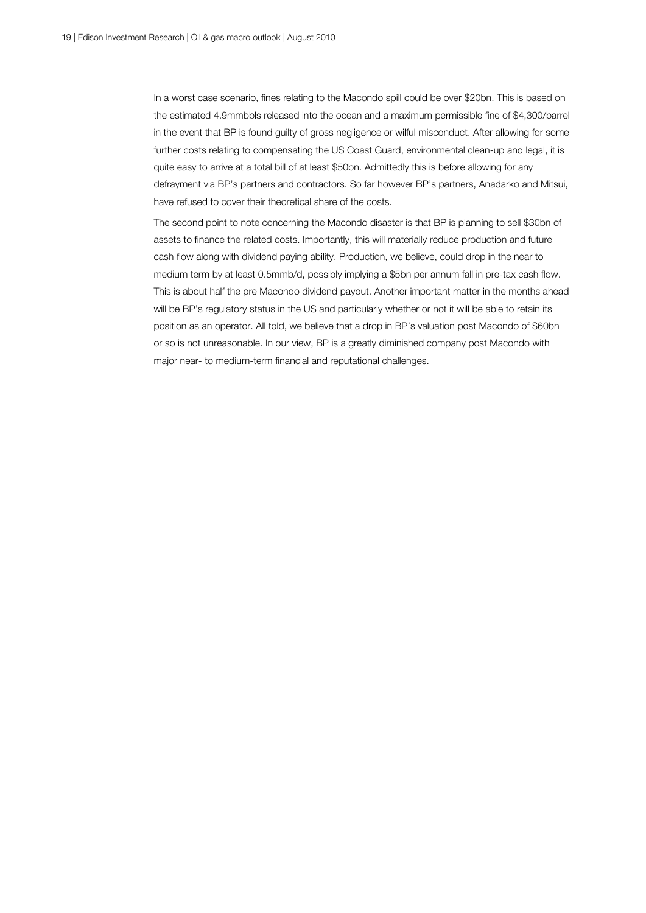In a worst case scenario, fines relating to the Macondo spill could be over $20bn. This is based on the estimated 4.9mmbbls released into the ocean and a maximum permissible fine of $4,300/barrel in the event that BP is found guilty of gross negligence or wilful misconduct. After allowing for some further costs relating to compensating the US Coast Guard, environmental clean-up and legal, it is quite easy to arrive at a total bill of at least $50bn. Admittedly this is before allowing for any defrayment via BP's partners and contractors. So far however BP's partners, Anadarko and Mitsui, have refused to cover their theoretical share of the costs.

The second point to note concerning the Macondo disaster is that BP is planning to sell $30bn of assets to finance the related costs. Importantly, this will materially reduce production and future cash flow along with dividend paying ability. Production, we believe, could drop in the near to medium term by at least 0.5mmb/d, possibly implying a $5bn per annum fall in pre-tax cash flow. This is about half the pre Macondo dividend payout. Another important matter in the months ahead will be BP's regulatory status in the US and particularly whether or not it will be able to retain its position as an operator. All told, we believe that a drop in BP's valuation post Macondo of $60bn or so is not unreasonable. In our view, BP is a greatly diminished company post Macondo with major near- to medium-term financial and reputational challenges.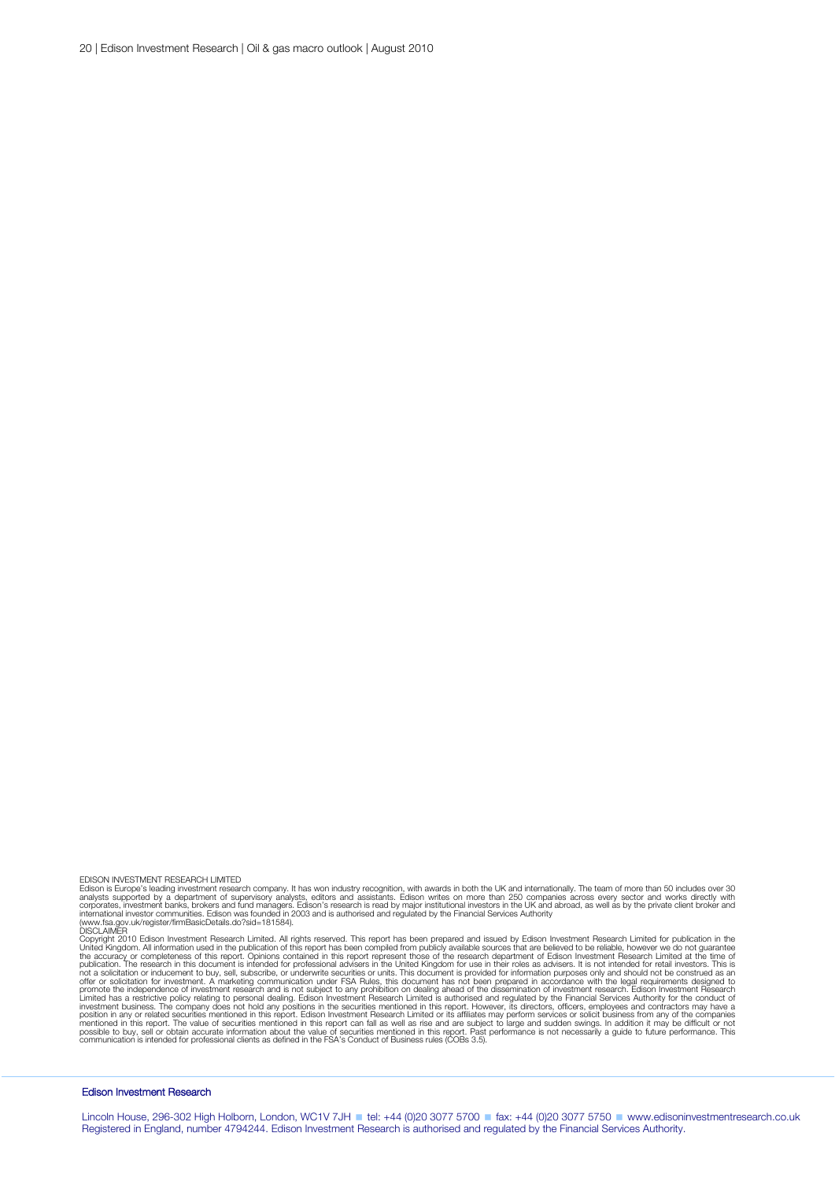EDISON INVESTMENT RESEARCH LIMITED

Edison is Europe's leading investment research company. It has won industry recognition, with awards in both the UK and internationally. The team of more than 50 includes over 30 analysts supported by a department of supervisory analysts, editors and assistants. Edison writes on more than 250 companies across every sector and works directly with corporates, investment banks, brokers and fund managers. Edison's research is read by major institutional investors in the UK and abroad, as well as by the private client broker and international investor communities. Edison was founded in 2003 and is authorised and regulated by the Financial Services Authority (www.fsa.gov.uk/register/firmBasicDetails.do?sid=181584).

DISCLAIMER

Copyright 2010 Edison Investment Research Limited. All rights reserved. This report has been prepared and issued by Edison Investment Research Limited for publication in the United Kingdom. All information used in the publication of this report has been compiled from publicly available sources that are believed to be reliable, however we do not guarantee the accuracy or completeness of this report. Opinions contained in this report represent those of the research department of Edison Investment Research Limited at the time of publication. The research in this document is intended for professional advisers in the United Kingdom for use in their roles as advisers. It is not intended for retail investors. This is not a solicitation or inducement to buy, sell, subscribe, or underwrite securities or units. This document is provided for information purposes only and should not be construed as an offer or solicitation for investment. A marketing communication under FSA Rules, this document has not been prepared in accordance with the legal requirements designed to promote the independence of investment research and is not subject to any prohibition on dealing ahead of the dissemination of investment research. Edison Investment Research Limited has a restrictive policy relating to personal dealing. Edison Investment Research Limited is authorised and regulated by the Financial Services Authority for the conduct of investment business. The company does not hold any positions in the securities mentioned in this report. However, its directors, officers, employees and contractors may have a position in any or related securities mentioned in this report. Edison Investment Research Limited or its affiliates may perform services or solicit business from any of the companies mentioned in this report. The value of securities mentioned in this report can fall as well as rise and are subject to large and sudden swings. In addition it may be difficult or not possible to buy, sell or obtain accurate information about the value of securities mentioned in this report. Past performance is not necessarily a guide to future performance. This communication is intended for professional clients as defined in the FSA's Conduct of Business rules (COBs 3.5).

Edison Investment Research

Lincoln House, 296-302 High Holborn, London, WC1V 7JH ■ tel: +44 (0)20 3077 5700 ■ fax: +44 (0)20 3077 5750 ■ www.edisoninvestmentresearch.co.uk
Registered in England, number 4794244. Edison Investment Research is authorised and regulated by the Financial Services Authority.